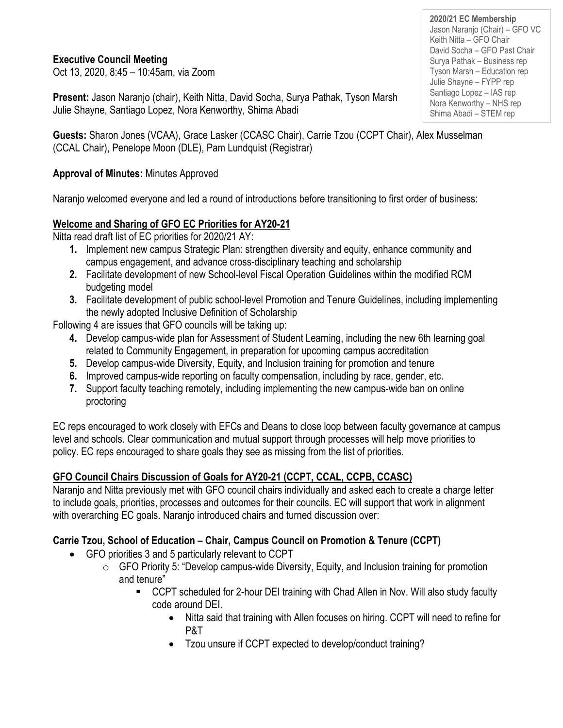**2020/21 EC Membership**
Jason Naranjo (Chair) – GFO VC
Keith Nitta – GFO Chair
David Socha – GFO Past Chair
Surya Pathak – Business rep
Tyson Marsh – Education rep
Julie Shayne – FYPP rep
Santiago Lopez – IAS rep
Nora Kenworthy – NHS rep
Shima Abadi – STEM rep

**Executive Council Meeting**
Oct 13, 2020, 8:45 – 10:45am, via Zoom

**Present:** Jason Naranjo (chair), Keith Nitta, David Socha, Surya Pathak, Tyson Marsh Julie Shayne, Santiago Lopez, Nora Kenworthy, Shima Abadi

**Guests:** Sharon Jones (VCAA), Grace Lasker (CCASC Chair), Carrie Tzou (CCPT Chair), Alex Musselman (CCAL Chair), Penelope Moon (DLE), Pam Lundquist (Registrar)

**Approval of Minutes:** Minutes Approved

Naranjo welcomed everyone and led a round of introductions before transitioning to first order of business:

## Welcome and Sharing of GFO EC Priorities for AY20-21

Nitta read draft list of EC priorities for 2020/21 AY:

1. Implement new campus Strategic Plan: strengthen diversity and equity, enhance community and campus engagement, and advance cross-disciplinary teaching and scholarship
2. Facilitate development of new School-level Fiscal Operation Guidelines within the modified RCM budgeting model
3. Facilitate development of public school-level Promotion and Tenure Guidelines, including implementing the newly adopted Inclusive Definition of Scholarship

Following 4 are issues that GFO councils will be taking up:

4. Develop campus-wide plan for Assessment of Student Learning, including the new 6th learning goal related to Community Engagement, in preparation for upcoming campus accreditation
5. Develop campus-wide Diversity, Equity, and Inclusion training for promotion and tenure
6. Improved campus-wide reporting on faculty compensation, including by race, gender, etc.
7. Support faculty teaching remotely, including implementing the new campus-wide ban on online proctoring

EC reps encouraged to work closely with EFCs and Deans to close loop between faculty governance at campus level and schools. Clear communication and mutual support through processes will help move priorities to policy. EC reps encouraged to share goals they see as missing from the list of priorities.

## GFO Council Chairs Discussion of Goals for AY20-21 (CCPT, CCAL, CCPB, CCASC)

Naranjo and Nitta previously met with GFO council chairs individually and asked each to create a charge letter to include goals, priorities, processes and outcomes for their councils. EC will support that work in alignment with overarching EC goals. Naranjo introduced chairs and turned discussion over:

### Carrie Tzou, School of Education – Chair, Campus Council on Promotion & Tenure (CCPT)

- GFO priorities 3 and 5 particularly relevant to CCPT
  - GFO Priority 5: "Develop campus-wide Diversity, Equity, and Inclusion training for promotion and tenure"
    - CCPT scheduled for 2-hour DEI training with Chad Allen in Nov. Will also study faculty code around DEI.
      - Nitta said that training with Allen focuses on hiring. CCPT will need to refine for P&T
      - Tzou unsure if CCPT expected to develop/conduct training?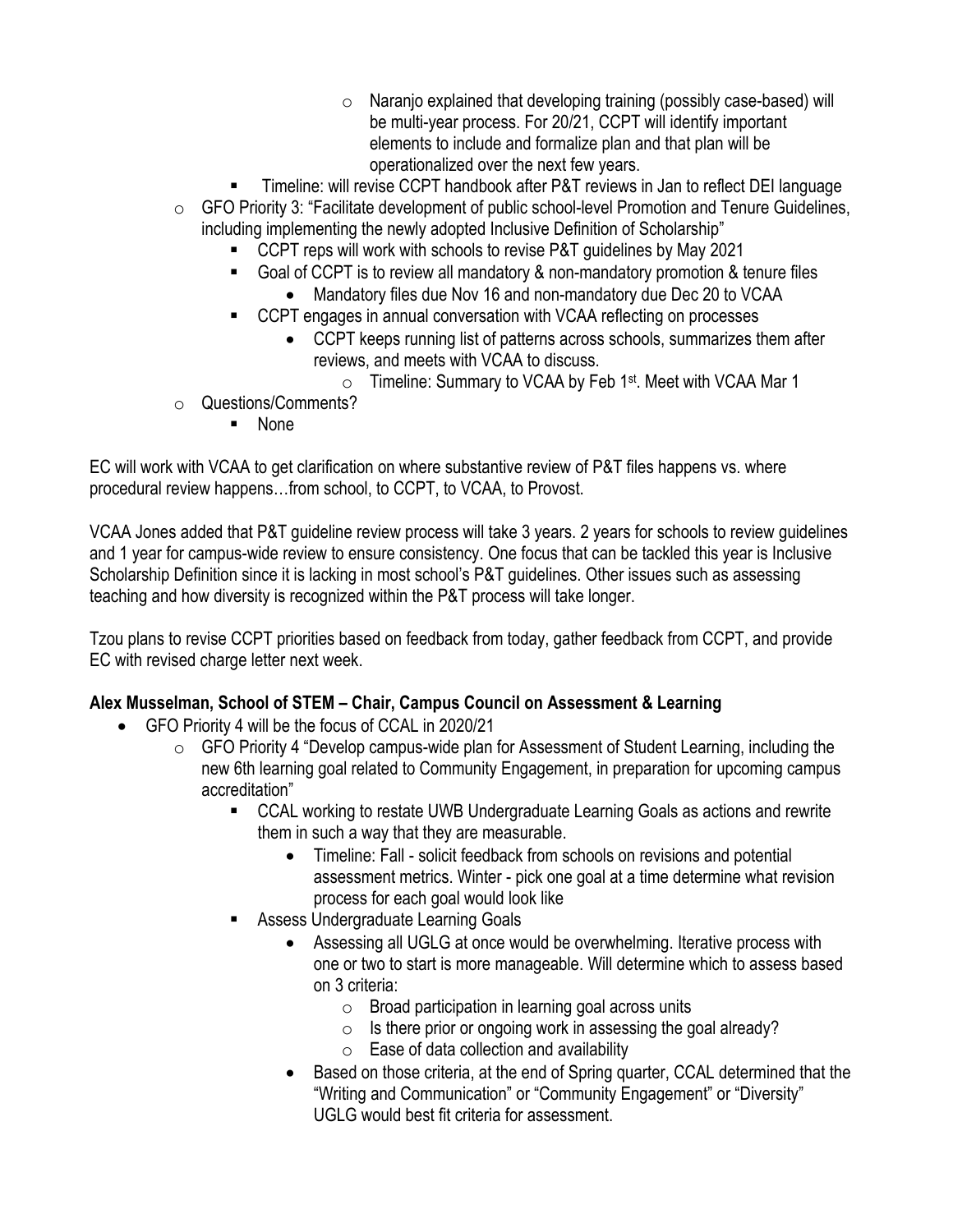- Naranjo explained that developing training (possibly case-based) will be multi-year process. For 20/21, CCPT will identify important elements to include and formalize plan and that plan will be operationalized over the next few years.
    - Timeline: will revise CCPT handbook after P&T reviews in Jan to reflect DEI language
  - GFO Priority 3: "Facilitate development of public school-level Promotion and Tenure Guidelines, including implementing the newly adopted Inclusive Definition of Scholarship"
    - CCPT reps will work with schools to revise P&T guidelines by May 2021
    - Goal of CCPT is to review all mandatory & non-mandatory promotion & tenure files
      - Mandatory files due Nov 16 and non-mandatory due Dec 20 to VCAA
    - CCPT engages in annual conversation with VCAA reflecting on processes
      - CCPT keeps running list of patterns across schools, summarizes them after reviews, and meets with VCAA to discuss.
        - Timeline: Summary to VCAA by Feb 1st. Meet with VCAA Mar 1
  - Questions/Comments?
    - None

EC will work with VCAA to get clarification on where substantive review of P&T files happens vs. where procedural review happens…from school, to CCPT, to VCAA, to Provost.

VCAA Jones added that P&T guideline review process will take 3 years. 2 years for schools to review guidelines and 1 year for campus-wide review to ensure consistency. One focus that can be tackled this year is Inclusive Scholarship Definition since it is lacking in most school's P&T guidelines. Other issues such as assessing teaching and how diversity is recognized within the P&T process will take longer.

Tzou plans to revise CCPT priorities based on feedback from today, gather feedback from CCPT, and provide EC with revised charge letter next week.

**Alex Musselman, School of STEM – Chair, Campus Council on Assessment & Learning**

- GFO Priority 4 will be the focus of CCAL in 2020/21
  - GFO Priority 4 "Develop campus-wide plan for Assessment of Student Learning, including the new 6th learning goal related to Community Engagement, in preparation for upcoming campus accreditation"
    - CCAL working to restate UWB Undergraduate Learning Goals as actions and rewrite them in such a way that they are measurable.
      - Timeline: Fall - solicit feedback from schools on revisions and potential assessment metrics. Winter - pick one goal at a time determine what revision process for each goal would look like
    - Assess Undergraduate Learning Goals
      - Assessing all UGLG at once would be overwhelming. Iterative process with one or two to start is more manageable. Will determine which to assess based on 3 criteria:
        - Broad participation in learning goal across units
        - Is there prior or ongoing work in assessing the goal already?
        - Ease of data collection and availability
      - Based on those criteria, at the end of Spring quarter, CCAL determined that the "Writing and Communication" or "Community Engagement" or "Diversity" UGLG would best fit criteria for assessment.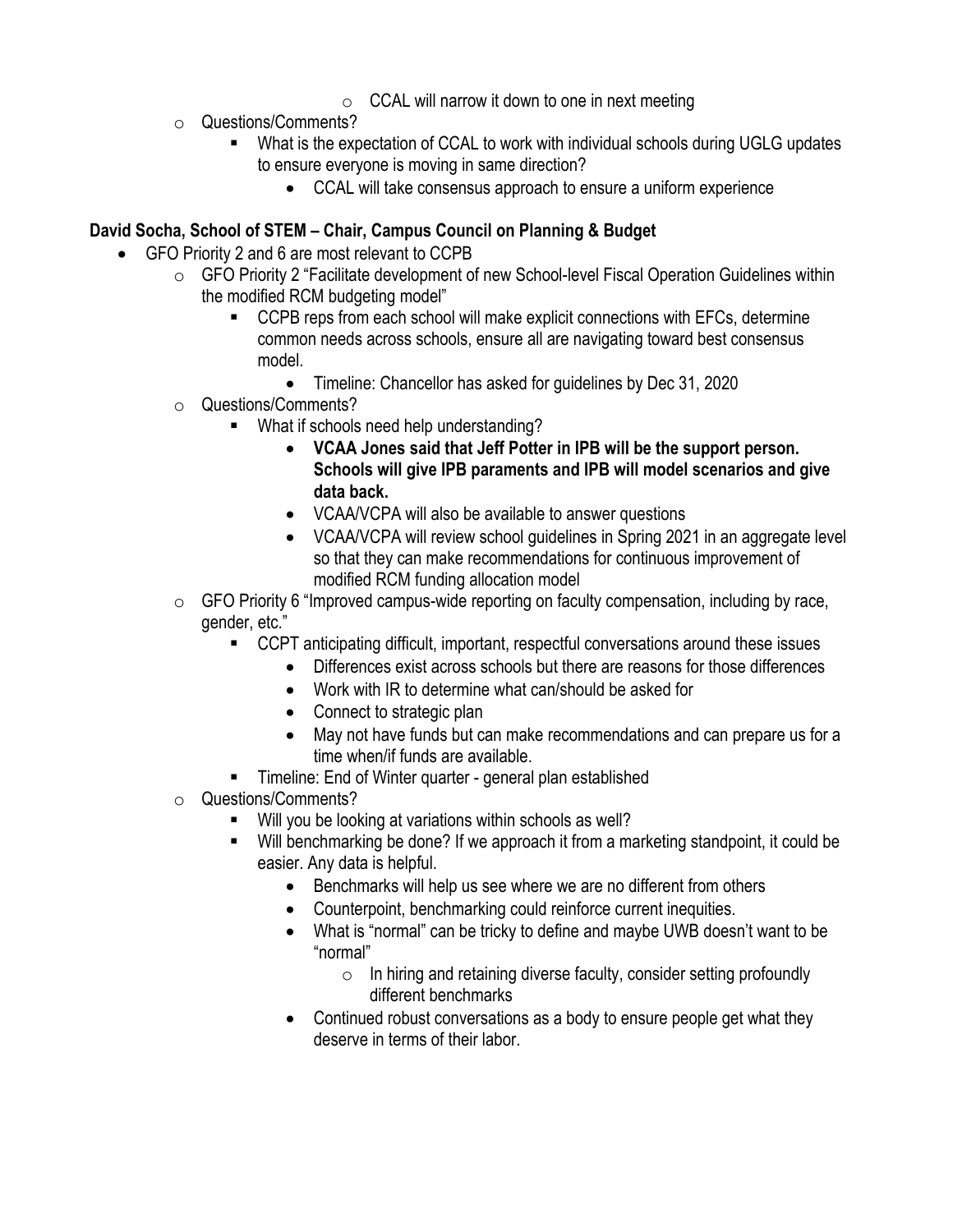- CCAL will narrow it down to one in next meeting
    - Questions/Comments?
        - What is the expectation of CCAL to work with individual schools during UGLG updates to ensure everyone is moving in same direction?
            - CCAL will take consensus approach to ensure a uniform experience

**David Socha, School of STEM – Chair, Campus Council on Planning & Budget**

- GFO Priority 2 and 6 are most relevant to CCPB
    - GFO Priority 2 "Facilitate development of new School-level Fiscal Operation Guidelines within the modified RCM budgeting model"
        - CCPB reps from each school will make explicit connections with EFCs, determine common needs across schools, ensure all are navigating toward best consensus model.
            - Timeline: Chancellor has asked for guidelines by Dec 31, 2020
    - Questions/Comments?
        - What if schools need help understanding?
            - **VCAA Jones said that Jeff Potter in IPB will be the support person. Schools will give IPB paraments and IPB will model scenarios and give data back.**
            - VCAA/VCPA will also be available to answer questions
            - VCAA/VCPA will review school guidelines in Spring 2021 in an aggregate level so that they can make recommendations for continuous improvement of modified RCM funding allocation model
    - GFO Priority 6 "Improved campus-wide reporting on faculty compensation, including by race, gender, etc."
        - CCPT anticipating difficult, important, respectful conversations around these issues
            - Differences exist across schools but there are reasons for those differences
            - Work with IR to determine what can/should be asked for
            - Connect to strategic plan
            - May not have funds but can make recommendations and can prepare us for a time when/if funds are available.
        - Timeline: End of Winter quarter - general plan established
    - Questions/Comments?
        - Will you be looking at variations within schools as well?
        - Will benchmarking be done? If we approach it from a marketing standpoint, it could be easier. Any data is helpful.
            - Benchmarks will help us see where we are no different from others
            - Counterpoint, benchmarking could reinforce current inequities.
            - What is "normal" can be tricky to define and maybe UWB doesn't want to be "normal"
                - In hiring and retaining diverse faculty, consider setting profoundly different benchmarks
            - Continued robust conversations as a body to ensure people get what they deserve in terms of their labor.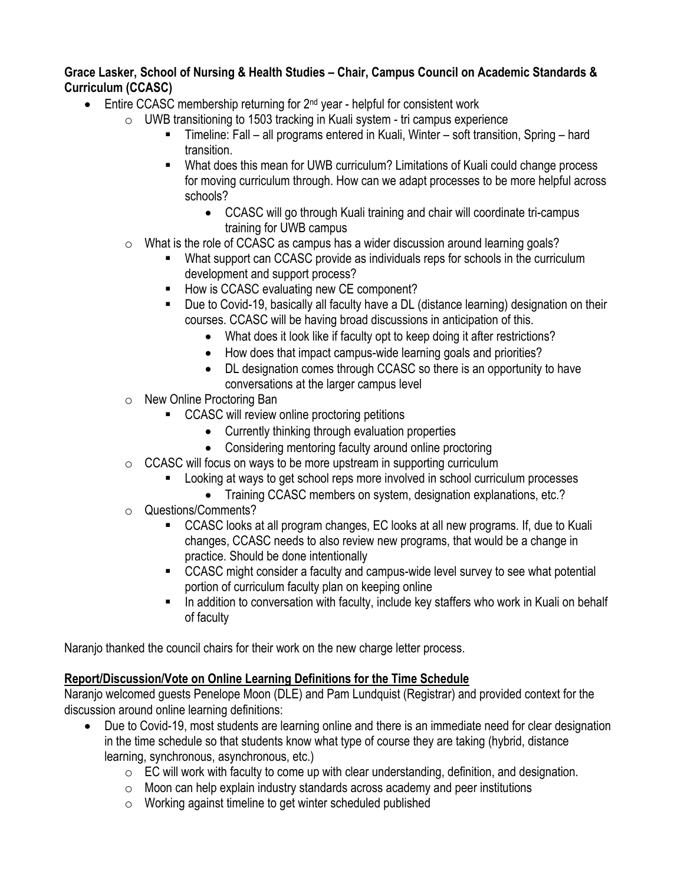**Grace Lasker, School of Nursing & Health Studies – Chair, Campus Council on Academic Standards & Curriculum (CCASC)**

- Entire CCASC membership returning for 2nd year - helpful for consistent work
  - UWB transitioning to 1503 tracking in Kuali system - tri campus experience
    - Timeline: Fall – all programs entered in Kuali, Winter – soft transition, Spring – hard transition.
    - What does this mean for UWB curriculum? Limitations of Kuali could change process for moving curriculum through. How can we adapt processes to be more helpful across schools?
      - CCASC will go through Kuali training and chair will coordinate tri-campus training for UWB campus
  - What is the role of CCASC as campus has a wider discussion around learning goals?
    - What support can CCASC provide as individuals reps for schools in the curriculum development and support process?
    - How is CCASC evaluating new CE component?
    - Due to Covid-19, basically all faculty have a DL (distance learning) designation on their courses. CCASC will be having broad discussions in anticipation of this.
      - What does it look like if faculty opt to keep doing it after restrictions?
      - How does that impact campus-wide learning goals and priorities?
      - DL designation comes through CCASC so there is an opportunity to have conversations at the larger campus level
  - New Online Proctoring Ban
    - CCASC will review online proctoring petitions
      - Currently thinking through evaluation properties
      - Considering mentoring faculty around online proctoring
  - CCASC will focus on ways to be more upstream in supporting curriculum
    - Looking at ways to get school reps more involved in school curriculum processes
      - Training CCASC members on system, designation explanations, etc.?
  - Questions/Comments?
    - CCASC looks at all program changes, EC looks at all new programs. If, due to Kuali changes, CCASC needs to also review new programs, that would be a change in practice. Should be done intentionally
    - CCASC might consider a faculty and campus-wide level survey to see what potential portion of curriculum faculty plan on keeping online
    - In addition to conversation with faculty, include key staffers who work in Kuali on behalf of faculty

Naranjo thanked the council chairs for their work on the new charge letter process.

**Report/Discussion/Vote on Online Learning Definitions for the Time Schedule**

Naranjo welcomed guests Penelope Moon (DLE) and Pam Lundquist (Registrar) and provided context for the discussion around online learning definitions:

- Due to Covid-19, most students are learning online and there is an immediate need for clear designation in the time schedule so that students know what type of course they are taking (hybrid, distance learning, synchronous, asynchronous, etc.)
  - EC will work with faculty to come up with clear understanding, definition, and designation.
  - Moon can help explain industry standards across academy and peer institutions
  - Working against timeline to get winter scheduled published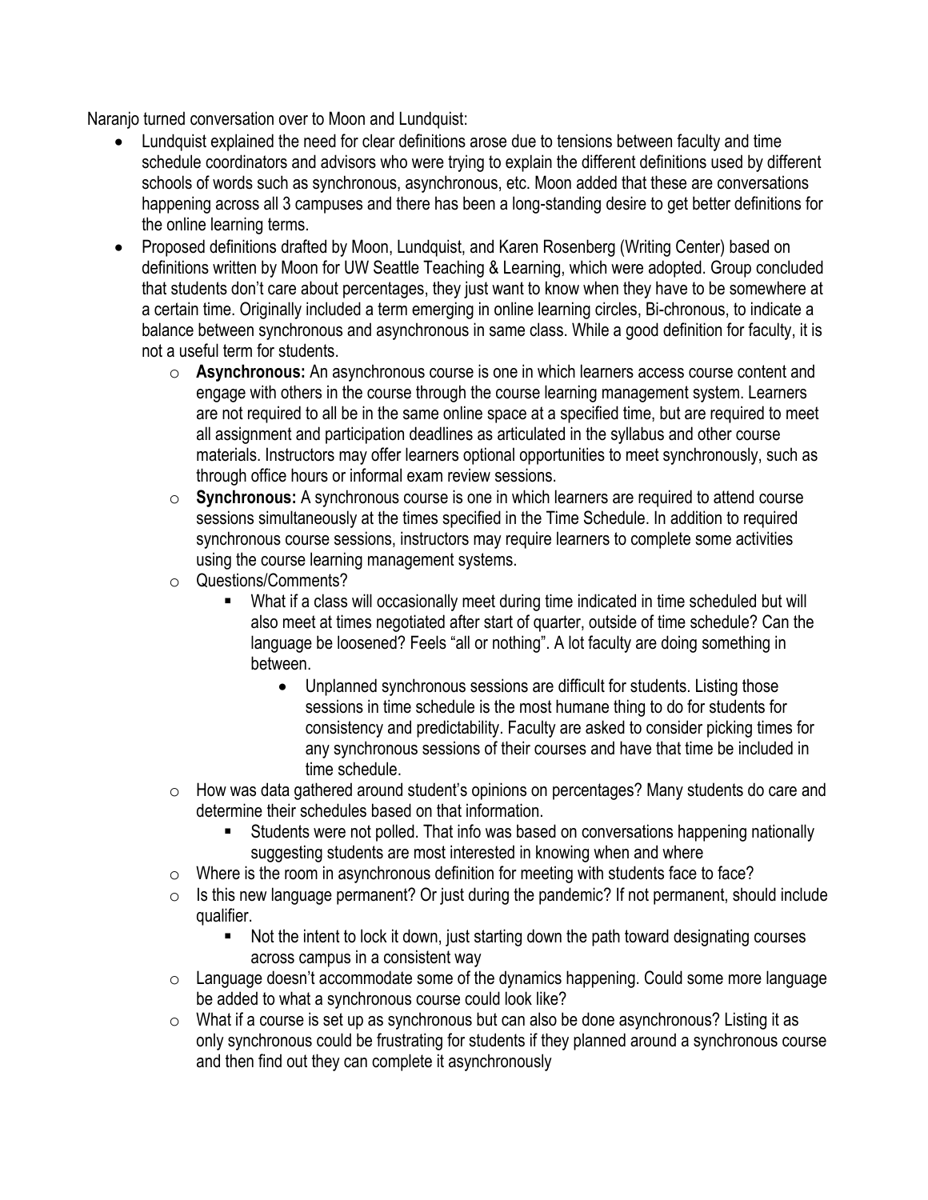Naranjo turned conversation over to Moon and Lundquist:

- Lundquist explained the need for clear definitions arose due to tensions between faculty and time schedule coordinators and advisors who were trying to explain the different definitions used by different schools of words such as synchronous, asynchronous, etc. Moon added that these are conversations happening across all 3 campuses and there has been a long-standing desire to get better definitions for the online learning terms.
- Proposed definitions drafted by Moon, Lundquist, and Karen Rosenberg (Writing Center) based on definitions written by Moon for UW Seattle Teaching & Learning, which were adopted. Group concluded that students don't care about percentages, they just want to know when they have to be somewhere at a certain time. Originally included a term emerging in online learning circles, Bi-chronous, to indicate a balance between synchronous and asynchronous in same class. While a good definition for faculty, it is not a useful term for students.
    - **Asynchronous:** An asynchronous course is one in which learners access course content and engage with others in the course through the course learning management system. Learners are not required to all be in the same online space at a specified time, but are required to meet all assignment and participation deadlines as articulated in the syllabus and other course materials. Instructors may offer learners optional opportunities to meet synchronously, such as through office hours or informal exam review sessions.
    - **Synchronous:** A synchronous course is one in which learners are required to attend course sessions simultaneously at the times specified in the Time Schedule. In addition to required synchronous course sessions, instructors may require learners to complete some activities using the course learning management systems.
    - Questions/Comments?
        - What if a class will occasionally meet during time indicated in time scheduled but will also meet at times negotiated after start of quarter, outside of time schedule? Can the language be loosened? Feels "all or nothing". A lot faculty are doing something in between.
            - Unplanned synchronous sessions are difficult for students. Listing those sessions in time schedule is the most humane thing to do for students for consistency and predictability. Faculty are asked to consider picking times for any synchronous sessions of their courses and have that time be included in time schedule.
    - How was data gathered around student's opinions on percentages? Many students do care and determine their schedules based on that information.
        - Students were not polled. That info was based on conversations happening nationally suggesting students are most interested in knowing when and where
    - Where is the room in asynchronous definition for meeting with students face to face?
    - Is this new language permanent? Or just during the pandemic? If not permanent, should include qualifier.
        - Not the intent to lock it down, just starting down the path toward designating courses across campus in a consistent way
    - Language doesn't accommodate some of the dynamics happening. Could some more language be added to what a synchronous course could look like?
    - What if a course is set up as synchronous but can also be done asynchronous? Listing it as only synchronous could be frustrating for students if they planned around a synchronous course and then find out they can complete it asynchronously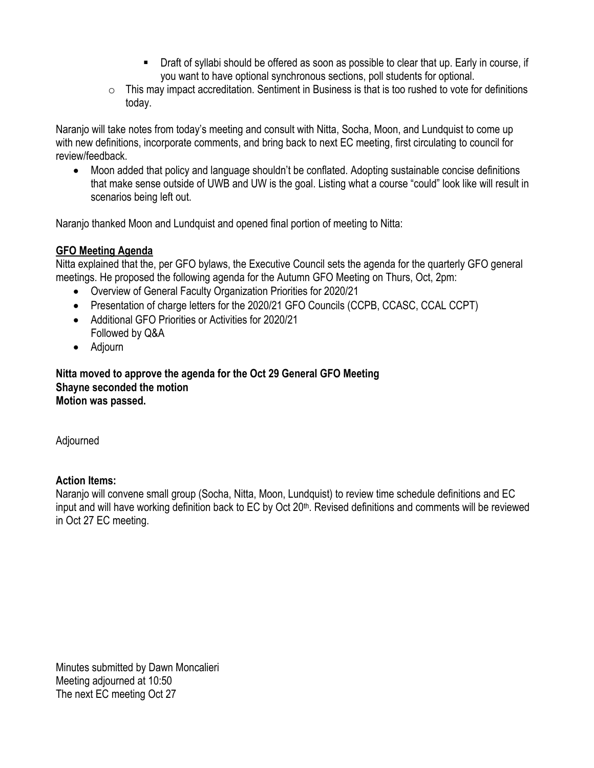- Draft of syllabi should be offered as soon as possible to clear that up. Early in course, if you want to have optional synchronous sections, poll students for optional.
  - This may impact accreditation. Sentiment in Business is that is too rushed to vote for definitions today.

Naranjo will take notes from today's meeting and consult with Nitta, Socha, Moon, and Lundquist to come up with new definitions, incorporate comments, and bring back to next EC meeting, first circulating to council for review/feedback.

- Moon added that policy and language shouldn't be conflated. Adopting sustainable concise definitions that make sense outside of UWB and UW is the goal. Listing what a course "could" look like will result in scenarios being left out.

Naranjo thanked Moon and Lundquist and opened final portion of meeting to Nitta:

**GFO Meeting Agenda**

Nitta explained that the, per GFO bylaws, the Executive Council sets the agenda for the quarterly GFO general meetings. He proposed the following agenda for the Autumn GFO Meeting on Thurs, Oct, 2pm:

- Overview of General Faculty Organization Priorities for 2020/21
- Presentation of charge letters for the 2020/21 GFO Councils (CCPB, CCASC, CCAL CCPT)
- Additional GFO Priorities or Activities for 2020/21
  Followed by Q&A
- Adjourn

**Nitta moved to approve the agenda for the Oct 29 General GFO Meeting**
**Shayne seconded the motion**
**Motion was passed.**

Adjourned

**Action Items:**

Naranjo will convene small group (Socha, Nitta, Moon, Lundquist) to review time schedule definitions and EC input and will have working definition back to EC by Oct 20th. Revised definitions and comments will be reviewed in Oct 27 EC meeting.

Minutes submitted by Dawn Moncalieri
Meeting adjourned at 10:50
The next EC meeting Oct 27